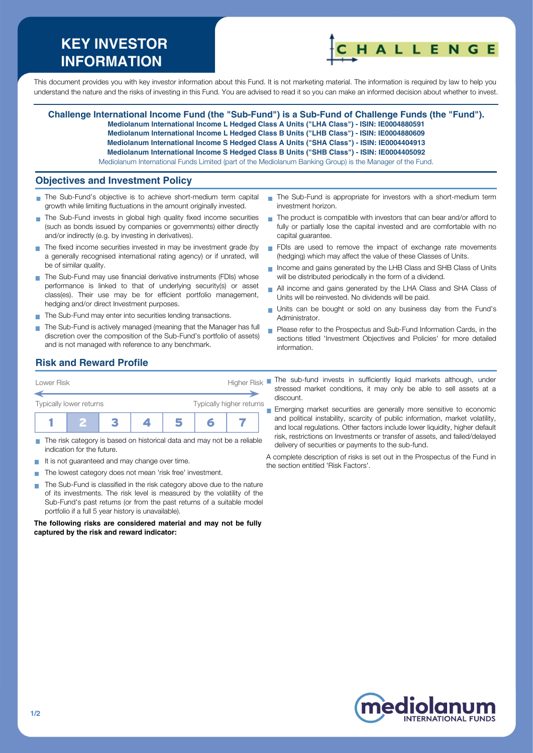# KEY INVESTOR INFORMATION

This document provides you with key investor information about this Fund. It is not marketing material. The information is required by law to help you understand the nature and the risks of investing in this Fund. You are advised to read it so you can make an informed decision about whether to invest.

**Challenge International Income Fund (the "Sub-Fund") is a Sub-Fund of Challenge Funds (the "Fund").**

**Mediolanum International Income L Hedged Class A Units ("LHA Class") - ISIN: IE0004880591**
**Mediolanum International Income L Hedged Class B Units ("LHB Class") - ISIN: IE0004880609**
**Mediolanum International Income S Hedged Class A Units ("SHA Class") - ISIN: IE0004404913**
**Mediolanum International Income S Hedged Class B Units ("SHB Class") - ISIN: IE0004405092**

Mediolanum International Funds Limited (part of the Mediolanum Banking Group) is the Manager of the Fund.

## Objectives and Investment Policy

- The Sub-Fund's objective is to achieve short-medium term capital growth while limiting fluctuations in the amount originally invested.
- The Sub-Fund invests in global high quality fixed income securities (such as bonds issued by companies or governments) either directly and/or indirectly (e.g. by investing in derivatives).
- The fixed income securities invested in may be investment grade (by a generally recognised international rating agency) or if unrated, will be of similar quality.
- The Sub-Fund may use financial derivative instruments (FDIs) whose performance is linked to that of underlying security(s) or asset class(es). Their use may be for efficient portfolio management, hedging and/or direct Investment purposes.
- The Sub-Fund may enter into securities lending transactions.
- The Sub-Fund is actively managed (meaning that the Manager has full discretion over the composition of the Sub-Fund's portfolio of assets) and is not managed with reference to any benchmark.
- The Sub-Fund is appropriate for investors with a short-medium term investment horizon.
- The product is compatible with investors that can bear and/or afford to fully or partially lose the capital invested and are comfortable with no capital guarantee.
- FDIs are used to remove the impact of exchange rate movements (hedging) which may affect the value of these Classes of Units.
- Income and gains generated by the LHB Class and SHB Class of Units will be distributed periodically in the form of a dividend.
- All income and gains generated by the LHA Class and SHA Class of Units will be reinvested. No dividends will be paid.
- Units can be bought or sold on any business day from the Fund's Administrator.
- Please refer to the Prospectus and Sub-Fund Information Cards, in the sections titled 'Investment Objectives and Policies' for more detailed information.

## Risk and Reward Profile

Lower Risk — Higher Risk

Typically lower returns — Typically higher returns

| 1 | **2** | 3 | 4 | 5 | 6 | 7 |
|---|---|---|---|---|---|---|

- The risk category is based on historical data and may not be a reliable indication for the future.
- It is not guaranteed and may change over time.
- The lowest category does not mean 'risk free' investment.
- The Sub-Fund is classified in the risk category above due to the nature of its investments. The risk level is measured by the volatility of the Sub-Fund's past returns (or from the past returns of a suitable model portfolio if a full 5 year history is unavailable).

**The following risks are considered material and may not be fully captured by the risk and reward indicator:**

- The sub-fund invests in sufficiently liquid markets although, under stressed market conditions, it may only be able to sell assets at a discount.
- Emerging market securities are generally more sensitive to economic and political instability, scarcity of public information, market volatility, and local regulations. Other factors include lower liquidity, higher default risk, restrictions on Investments or transfer of assets, and failed/delayed delivery of securities or payments to the sub-fund.

A complete description of risks is set out in the Prospectus of the Fund in the section entitled 'Risk Factors'.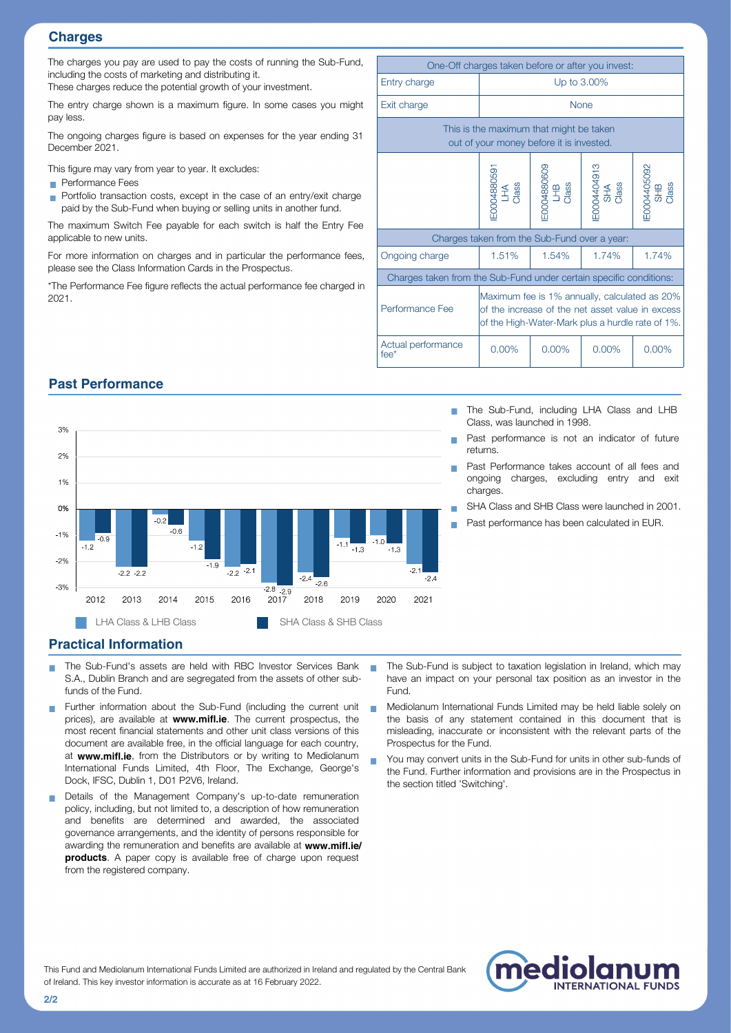## Charges

The charges you pay are used to pay the costs of running the Sub-Fund, including the costs of marketing and distributing it.
These charges reduce the potential growth of your investment.

The entry charge shown is a maximum figure. In some cases you might pay less.

The ongoing charges figure is based on expenses for the year ending 31 December 2021.

This figure may vary from year to year. It excludes:

- Performance Fees
- Portfolio transaction costs, except in the case of an entry/exit charge paid by the Sub-Fund when buying or selling units in another fund.

The maximum Switch Fee payable for each switch is half the Entry Fee applicable to new units.

For more information on charges and in particular the performance fees, please see the Class Information Cards in the Prospectus.

*The Performance Fee figure reflects the actual performance fee charged in 2021.

| One-Off charges taken before or after you invest: | | | | |
|---|---|---|---|---|
| Entry charge | Up to 3.00% | | | |
| Exit charge | None | | | |
| This is the maximum that might be taken out of your money before it is invested. | | | | |
| | IE0004880591 LHA Class | IE0004880609 LHB Class | IE0004404913 SHA Class | IE0004405092 SHB Class |
| Charges taken from the Sub-Fund over a year: | | | | |
| Ongoing charge | 1.51% | 1.54% | 1.74% | 1.74% |
| Charges taken from the Sub-Fund under certain specific conditions: | | | | |
| Performance Fee | Maximum fee is 1% annually, calculated as 20% of the increase of the net asset value in excess of the High-Water-Mark plus a hurdle rate of 1%. | | | |
| Actual performance fee* | 0.00% | 0.00% | 0.00% | 0.00% |

## Past Performance

3%
2%
1%
0%
-1%
-2%
-3%

2012: -1.2, -0.9
2013: -2.2, -2.2
2014: -0.2, -0.6
2015: -1.2, -1.9
2016: -2.2, -2.1
2017: -2.8, -2.9
2018: -2.4, -2.6
2019: -1.1, -1.3
2020: -1.0, -1.3
2021: -2.1, -2.4

LHA Class & LHB Class
SHA Class & SHB Class

- The Sub-Fund, including LHA Class and LHB Class, was launched in 1998.
- Past performance is not an indicator of future returns.
- Past Performance takes account of all fees and ongoing charges, excluding entry and exit charges.
- SHA Class and SHB Class were launched in 2001.
- Past performance has been calculated in EUR.

## Practical Information

- The Sub-Fund's assets are held with RBC Investor Services Bank S.A., Dublin Branch and are segregated from the assets of other sub-funds of the Fund.
- Further information about the Sub-Fund (including the current unit prices), are available at **www.mifl.ie**. The current prospectus, the most recent financial statements and other unit class versions of this document are available free, in the official language for each country, at **www.mifl.ie**, from the Distributors or by writing to Mediolanum International Funds Limited, 4th Floor, The Exchange, George's Dock, IFSC, Dublin 1, D01 P2V6, Ireland.
- Details of the Management Company's up-to-date remuneration policy, including, but not limited to, a description of how remuneration and benefits are determined and awarded, the associated governance arrangements, and the identity of persons responsible for awarding the remuneration and benefits are available at **www.mifl.ie/products**. A paper copy is available free of charge upon request from the registered company.
- The Sub-Fund is subject to taxation legislation in Ireland, which may have an impact on your personal tax position as an investor in the Fund.
- Mediolanum International Funds Limited may be held liable solely on the basis of any statement contained in this document that is misleading, inaccurate or inconsistent with the relevant parts of the Prospectus for the Fund.
- You may convert units in the Sub-Fund for units in other sub-funds of the Fund. Further information and provisions are in the Prospectus in the section titled 'Switching'.

This Fund and Mediolanum International Funds Limited are authorized in Ireland and regulated by the Central Bank of Ireland. This key investor information is accurate as at 16 February 2022.